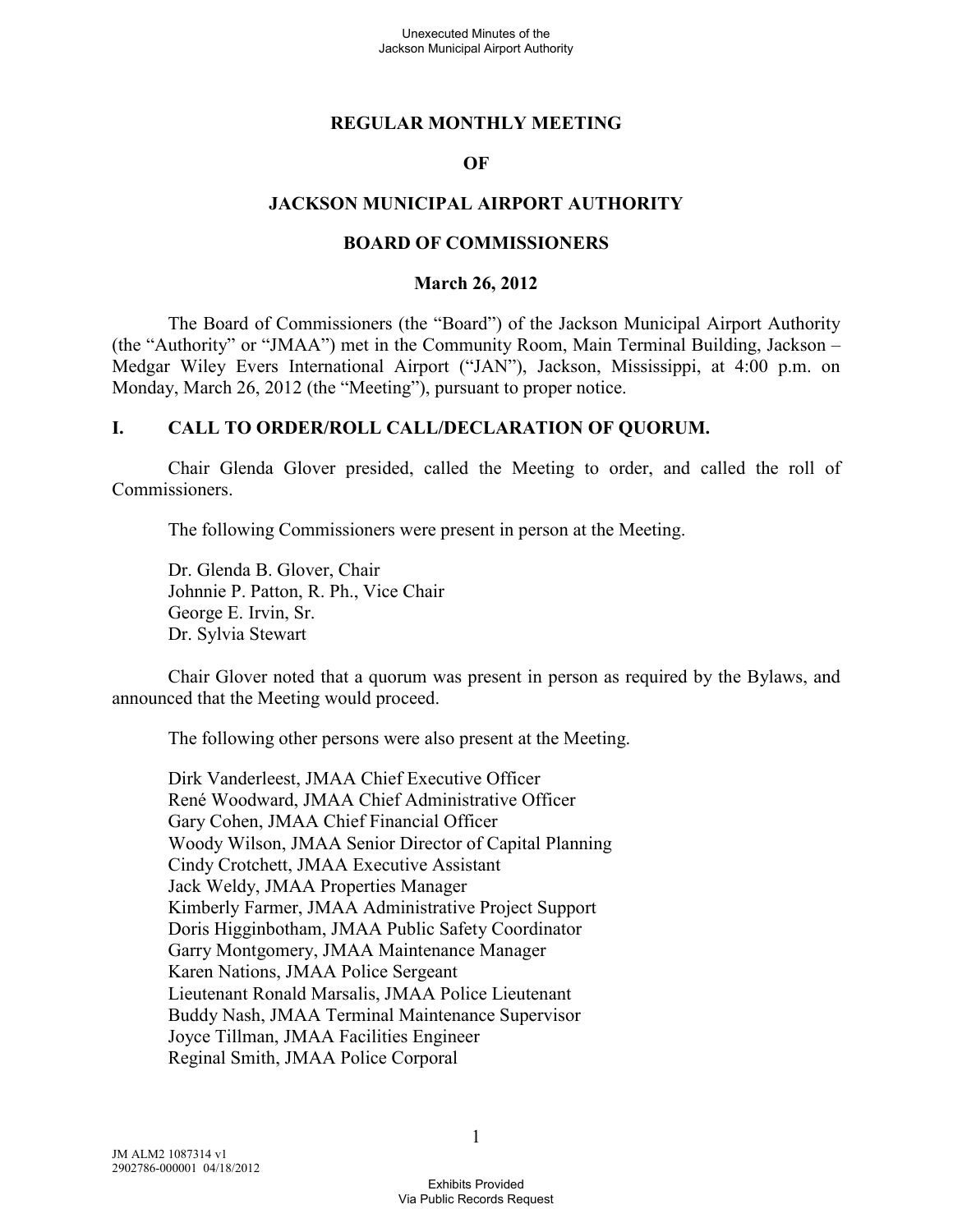# REGULAR MONTHLY MEETING

## OF

## JACKSON MUNICIPAL AIRPORT AUTHORITY

## BOARD OF COMMISSIONERS

### March 26, 2012

The Board of Commissioners (the "Board") of the Jackson Municipal Airport Authority (the "Authority" or "JMAA") met in the Community Room, Main Terminal Building, Jackson – Medgar Wiley Evers International Airport ("JAN"), Jackson, Mississippi, at 4:00 p.m. on Monday, March 26, 2012 (the "Meeting"), pursuant to proper notice.

## I. CALL TO ORDER/ROLL CALL/DECLARATION OF QUORUM.

Chair Glenda Glover presided, called the Meeting to order, and called the roll of Commissioners.

The following Commissioners were present in person at the Meeting.

Dr. Glenda B. Glover, Chair
Johnnie P. Patton, R. Ph., Vice Chair
George E. Irvin, Sr.
Dr. Sylvia Stewart

Chair Glover noted that a quorum was present in person as required by the Bylaws, and announced that the Meeting would proceed.

The following other persons were also present at the Meeting.

Dirk Vanderleest, JMAA Chief Executive Officer
René Woodward, JMAA Chief Administrative Officer
Gary Cohen, JMAA Chief Financial Officer
Woody Wilson, JMAA Senior Director of Capital Planning
Cindy Crotchett, JMAA Executive Assistant
Jack Weldy, JMAA Properties Manager
Kimberly Farmer, JMAA Administrative Project Support
Doris Higginbotham, JMAA Public Safety Coordinator
Garry Montgomery, JMAA Maintenance Manager
Karen Nations, JMAA Police Sergeant
Lieutenant Ronald Marsalis, JMAA Police Lieutenant
Buddy Nash, JMAA Terminal Maintenance Supervisor
Joyce Tillman, JMAA Facilities Engineer
Reginal Smith, JMAA Police Corporal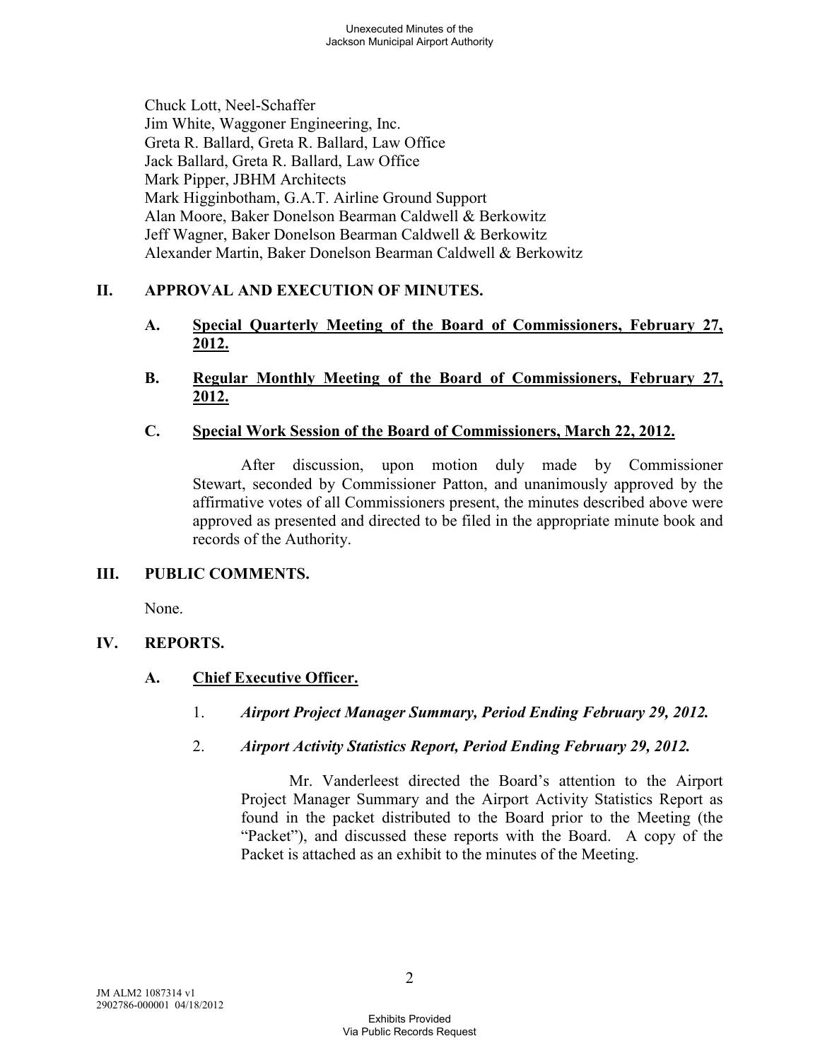Chuck Lott, Neel-Schaffer
Jim White, Waggoner Engineering, Inc.
Greta R. Ballard, Greta R. Ballard, Law Office
Jack Ballard, Greta R. Ballard, Law Office
Mark Pipper, JBHM Architects
Mark Higginbotham, G.A.T. Airline Ground Support
Alan Moore, Baker Donelson Bearman Caldwell & Berkowitz
Jeff Wagner, Baker Donelson Bearman Caldwell & Berkowitz
Alexander Martin, Baker Donelson Bearman Caldwell & Berkowitz

## II. APPROVAL AND EXECUTION OF MINUTES.

### A. Special Quarterly Meeting of the Board of Commissioners, February 27, 2012.

### B. Regular Monthly Meeting of the Board of Commissioners, February 27, 2012.

### C. Special Work Session of the Board of Commissioners, March 22, 2012.

After discussion, upon motion duly made by Commissioner Stewart, seconded by Commissioner Patton, and unanimously approved by the affirmative votes of all Commissioners present, the minutes described above were approved as presented and directed to be filed in the appropriate minute book and records of the Authority.

## III. PUBLIC COMMENTS.

None.

## IV. REPORTS.

### A. Chief Executive Officer.

1. ***Airport Project Manager Summary, Period Ending February 29, 2012.***

2. ***Airport Activity Statistics Report, Period Ending February 29, 2012.***

Mr. Vanderleest directed the Board's attention to the Airport Project Manager Summary and the Airport Activity Statistics Report as found in the packet distributed to the Board prior to the Meeting (the "Packet"), and discussed these reports with the Board. A copy of the Packet is attached as an exhibit to the minutes of the Meeting.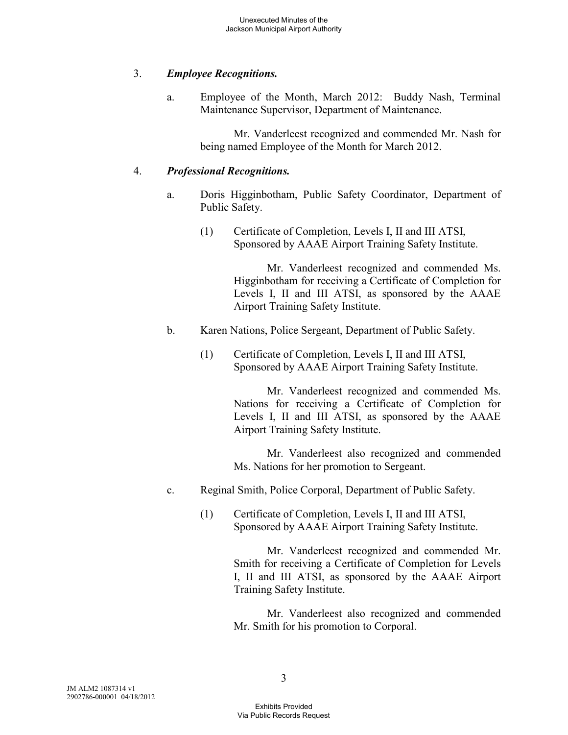3. ***Employee Recognitions.***

   a. Employee of the Month, March 2012: Buddy Nash, Terminal Maintenance Supervisor, Department of Maintenance.

      Mr. Vanderleest recognized and commended Mr. Nash for being named Employee of the Month for March 2012.

4. ***Professional Recognitions.***

   a. Doris Higginbotham, Public Safety Coordinator, Department of Public Safety.

      (1) Certificate of Completion, Levels I, II and III ATSI, Sponsored by AAAE Airport Training Safety Institute.

         Mr. Vanderleest recognized and commended Ms. Higginbotham for receiving a Certificate of Completion for Levels I, II and III ATSI, as sponsored by the AAAE Airport Training Safety Institute.

   b. Karen Nations, Police Sergeant, Department of Public Safety.

      (1) Certificate of Completion, Levels I, II and III ATSI, Sponsored by AAAE Airport Training Safety Institute.

         Mr. Vanderleest recognized and commended Ms. Nations for receiving a Certificate of Completion for Levels I, II and III ATSI, as sponsored by the AAAE Airport Training Safety Institute.

         Mr. Vanderleest also recognized and commended Ms. Nations for her promotion to Sergeant.

   c. Reginal Smith, Police Corporal, Department of Public Safety.

      (1) Certificate of Completion, Levels I, II and III ATSI, Sponsored by AAAE Airport Training Safety Institute.

         Mr. Vanderleest recognized and commended Mr. Smith for receiving a Certificate of Completion for Levels I, II and III ATSI, as sponsored by the AAAE Airport Training Safety Institute.

         Mr. Vanderleest also recognized and commended Mr. Smith for his promotion to Corporal.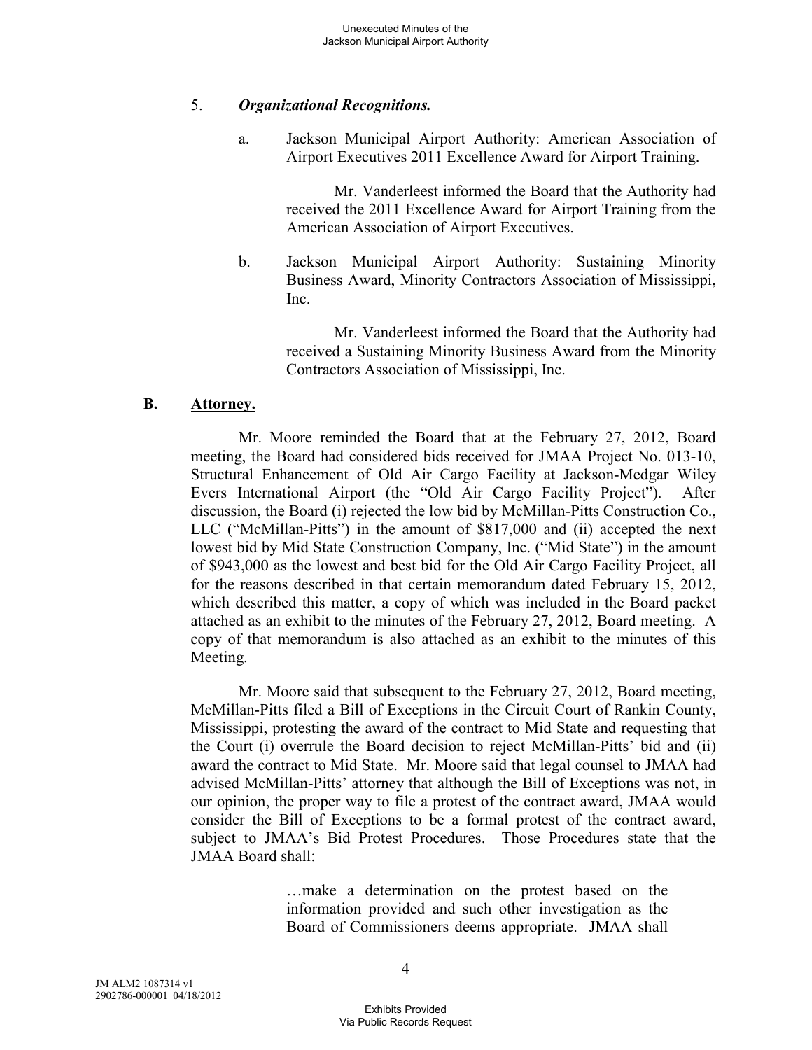5. ***Organizational Recognitions.***

a. Jackson Municipal Airport Authority: American Association of Airport Executives 2011 Excellence Award for Airport Training.

Mr. Vanderleest informed the Board that the Authority had received the 2011 Excellence Award for Airport Training from the American Association of Airport Executives.

b. Jackson Municipal Airport Authority: Sustaining Minority Business Award, Minority Contractors Association of Mississippi, Inc.

Mr. Vanderleest informed the Board that the Authority had received a Sustaining Minority Business Award from the Minority Contractors Association of Mississippi, Inc.

**B. Attorney.**

Mr. Moore reminded the Board that at the February 27, 2012, Board meeting, the Board had considered bids received for JMAA Project No. 013-10, Structural Enhancement of Old Air Cargo Facility at Jackson-Medgar Wiley Evers International Airport (the "Old Air Cargo Facility Project"). After discussion, the Board (i) rejected the low bid by McMillan-Pitts Construction Co., LLC ("McMillan-Pitts") in the amount of $817,000 and (ii) accepted the next lowest bid by Mid State Construction Company, Inc. ("Mid State") in the amount of $943,000 as the lowest and best bid for the Old Air Cargo Facility Project, all for the reasons described in that certain memorandum dated February 15, 2012, which described this matter, a copy of which was included in the Board packet attached as an exhibit to the minutes of the February 27, 2012, Board meeting. A copy of that memorandum is also attached as an exhibit to the minutes of this Meeting.

Mr. Moore said that subsequent to the February 27, 2012, Board meeting, McMillan-Pitts filed a Bill of Exceptions in the Circuit Court of Rankin County, Mississippi, protesting the award of the contract to Mid State and requesting that the Court (i) overrule the Board decision to reject McMillan-Pitts' bid and (ii) award the contract to Mid State. Mr. Moore said that legal counsel to JMAA had advised McMillan-Pitts' attorney that although the Bill of Exceptions was not, in our opinion, the proper way to file a protest of the contract award, JMAA would consider the Bill of Exceptions to be a formal protest of the contract award, subject to JMAA's Bid Protest Procedures. Those Procedures state that the JMAA Board shall:

> …make a determination on the protest based on the information provided and such other investigation as the Board of Commissioners deems appropriate. JMAA shall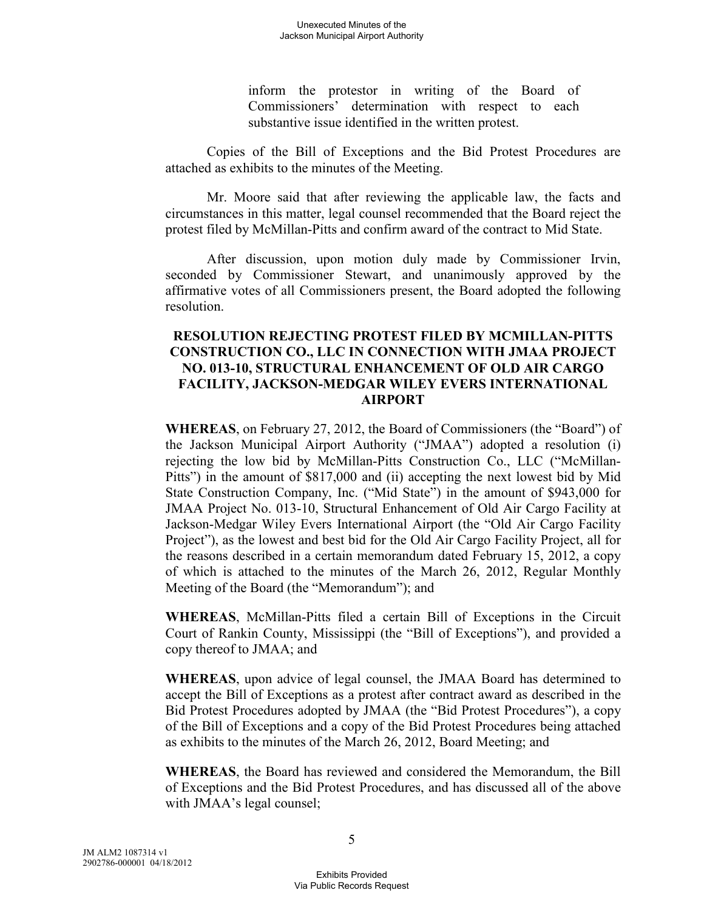inform the protestor in writing of the Board of Commissioners' determination with respect to each substantive issue identified in the written protest.

Copies of the Bill of Exceptions and the Bid Protest Procedures are attached as exhibits to the minutes of the Meeting.

Mr. Moore said that after reviewing the applicable law, the facts and circumstances in this matter, legal counsel recommended that the Board reject the protest filed by McMillan-Pitts and confirm award of the contract to Mid State.

After discussion, upon motion duly made by Commissioner Irvin, seconded by Commissioner Stewart, and unanimously approved by the affirmative votes of all Commissioners present, the Board adopted the following resolution.

**RESOLUTION REJECTING PROTEST FILED BY MCMILLAN-PITTS CONSTRUCTION CO., LLC IN CONNECTION WITH JMAA PROJECT NO. 013-10, STRUCTURAL ENHANCEMENT OF OLD AIR CARGO FACILITY, JACKSON-MEDGAR WILEY EVERS INTERNATIONAL AIRPORT**

**WHEREAS**, on February 27, 2012, the Board of Commissioners (the "Board") of the Jackson Municipal Airport Authority ("JMAA") adopted a resolution (i) rejecting the low bid by McMillan-Pitts Construction Co., LLC ("McMillan-Pitts") in the amount of $817,000 and (ii) accepting the next lowest bid by Mid State Construction Company, Inc. ("Mid State") in the amount of $943,000 for JMAA Project No. 013-10, Structural Enhancement of Old Air Cargo Facility at Jackson-Medgar Wiley Evers International Airport (the "Old Air Cargo Facility Project"), as the lowest and best bid for the Old Air Cargo Facility Project, all for the reasons described in a certain memorandum dated February 15, 2012, a copy of which is attached to the minutes of the March 26, 2012, Regular Monthly Meeting of the Board (the "Memorandum"); and

**WHEREAS**, McMillan-Pitts filed a certain Bill of Exceptions in the Circuit Court of Rankin County, Mississippi (the "Bill of Exceptions"), and provided a copy thereof to JMAA; and

**WHEREAS**, upon advice of legal counsel, the JMAA Board has determined to accept the Bill of Exceptions as a protest after contract award as described in the Bid Protest Procedures adopted by JMAA (the "Bid Protest Procedures"), a copy of the Bill of Exceptions and a copy of the Bid Protest Procedures being attached as exhibits to the minutes of the March 26, 2012, Board Meeting; and

**WHEREAS**, the Board has reviewed and considered the Memorandum, the Bill of Exceptions and the Bid Protest Procedures, and has discussed all of the above with JMAA's legal counsel;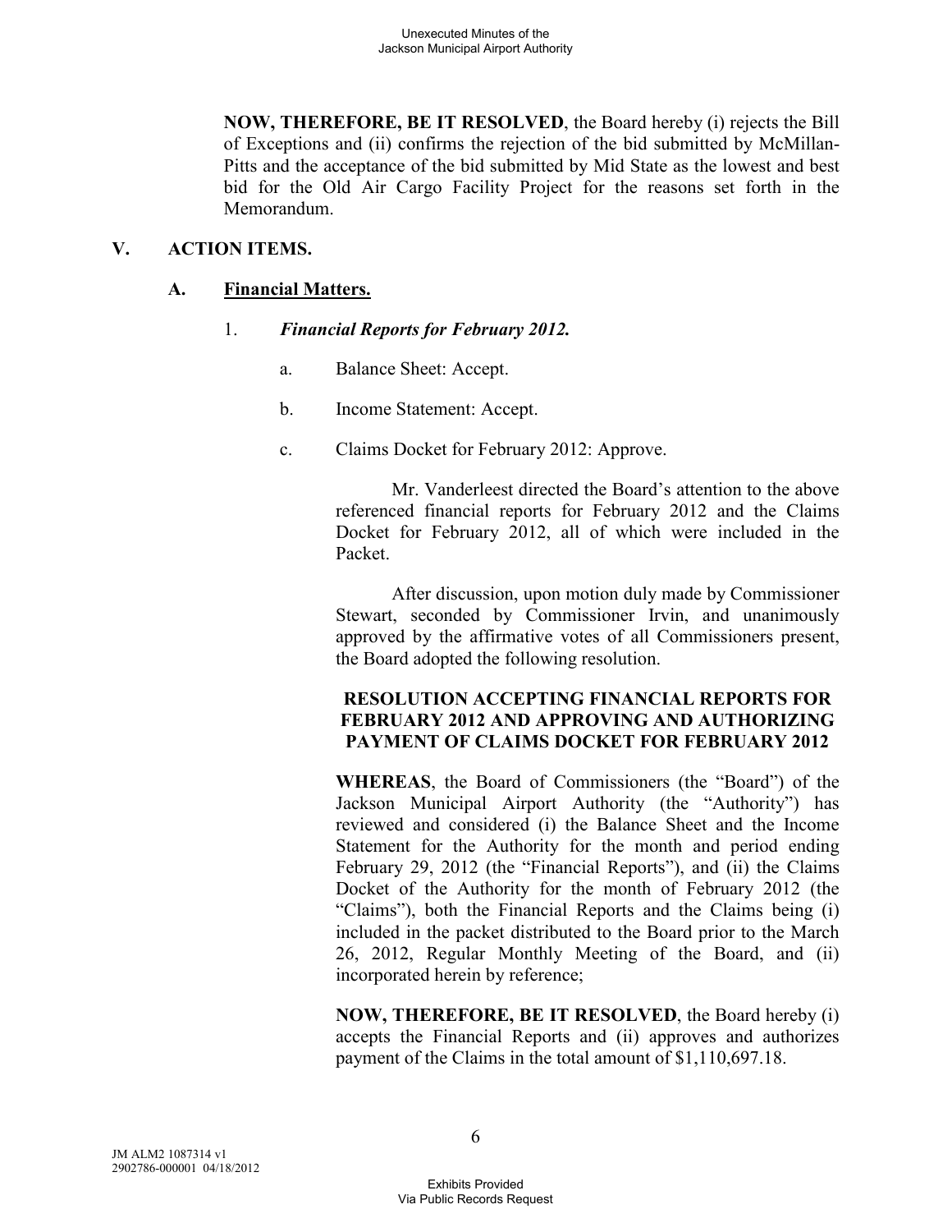**NOW, THEREFORE, BE IT RESOLVED**, the Board hereby (i) rejects the Bill of Exceptions and (ii) confirms the rejection of the bid submitted by McMillan-Pitts and the acceptance of the bid submitted by Mid State as the lowest and best bid for the Old Air Cargo Facility Project for the reasons set forth in the Memorandum.

## V. ACTION ITEMS.

### A. Financial Matters.

1. ***Financial Reports for February 2012.***

   a. Balance Sheet: Accept.

   b. Income Statement: Accept.

   c. Claims Docket for February 2012: Approve.

Mr. Vanderleest directed the Board's attention to the above referenced financial reports for February 2012 and the Claims Docket for February 2012, all of which were included in the Packet.

After discussion, upon motion duly made by Commissioner Stewart, seconded by Commissioner Irvin, and unanimously approved by the affirmative votes of all Commissioners present, the Board adopted the following resolution.

**RESOLUTION ACCEPTING FINANCIAL REPORTS FOR FEBRUARY 2012 AND APPROVING AND AUTHORIZING PAYMENT OF CLAIMS DOCKET FOR FEBRUARY 2012**

**WHEREAS**, the Board of Commissioners (the "Board") of the Jackson Municipal Airport Authority (the "Authority") has reviewed and considered (i) the Balance Sheet and the Income Statement for the Authority for the month and period ending February 29, 2012 (the "Financial Reports"), and (ii) the Claims Docket of the Authority for the month of February 2012 (the "Claims"), both the Financial Reports and the Claims being (i) included in the packet distributed to the Board prior to the March 26, 2012, Regular Monthly Meeting of the Board, and (ii) incorporated herein by reference;

**NOW, THEREFORE, BE IT RESOLVED**, the Board hereby (i) accepts the Financial Reports and (ii) approves and authorizes payment of the Claims in the total amount of $1,110,697.18.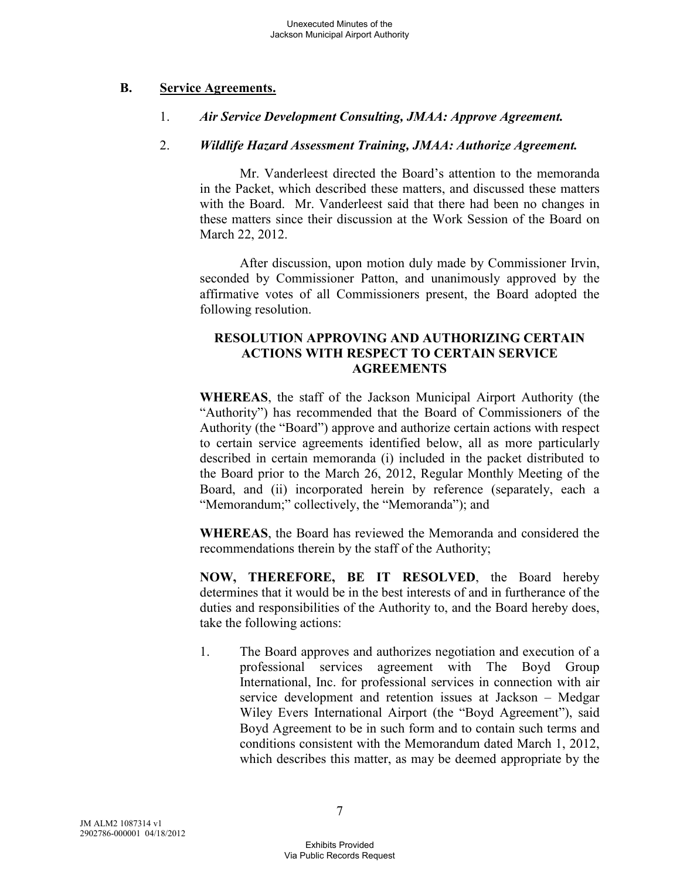## B. Service Agreements.

1. ***Air Service Development Consulting, JMAA: Approve Agreement.***

2. ***Wildlife Hazard Assessment Training, JMAA: Authorize Agreement.***

Mr. Vanderleest directed the Board's attention to the memoranda in the Packet, which described these matters, and discussed these matters with the Board. Mr. Vanderleest said that there had been no changes in these matters since their discussion at the Work Session of the Board on March 22, 2012.

After discussion, upon motion duly made by Commissioner Irvin, seconded by Commissioner Patton, and unanimously approved by the affirmative votes of all Commissioners present, the Board adopted the following resolution.

**RESOLUTION APPROVING AND AUTHORIZING CERTAIN ACTIONS WITH RESPECT TO CERTAIN SERVICE AGREEMENTS**

**WHEREAS**, the staff of the Jackson Municipal Airport Authority (the "Authority") has recommended that the Board of Commissioners of the Authority (the "Board") approve and authorize certain actions with respect to certain service agreements identified below, all as more particularly described in certain memoranda (i) included in the packet distributed to the Board prior to the March 26, 2012, Regular Monthly Meeting of the Board, and (ii) incorporated herein by reference (separately, each a "Memorandum;" collectively, the "Memoranda"); and

**WHEREAS**, the Board has reviewed the Memoranda and considered the recommendations therein by the staff of the Authority;

**NOW, THEREFORE, BE IT RESOLVED**, the Board hereby determines that it would be in the best interests of and in furtherance of the duties and responsibilities of the Authority to, and the Board hereby does, take the following actions:

1. The Board approves and authorizes negotiation and execution of a professional services agreement with The Boyd Group International, Inc. for professional services in connection with air service development and retention issues at Jackson – Medgar Wiley Evers International Airport (the "Boyd Agreement"), said Boyd Agreement to be in such form and to contain such terms and conditions consistent with the Memorandum dated March 1, 2012, which describes this matter, as may be deemed appropriate by the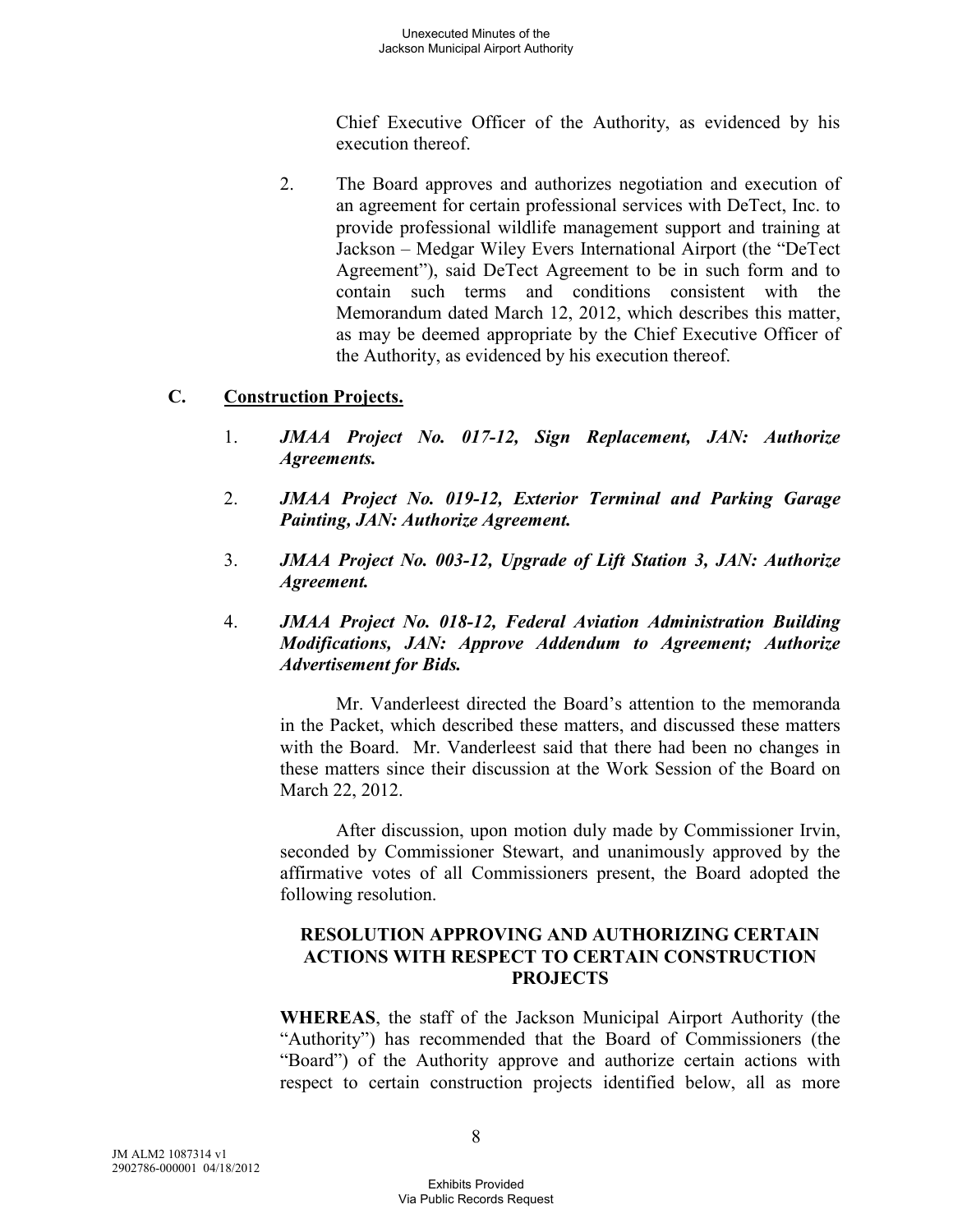Chief Executive Officer of the Authority, as evidenced by his execution thereof.

2. The Board approves and authorizes negotiation and execution of an agreement for certain professional services with DeTect, Inc. to provide professional wildlife management support and training at Jackson – Medgar Wiley Evers International Airport (the "DeTect Agreement"), said DeTect Agreement to be in such form and to contain such terms and conditions consistent with the Memorandum dated March 12, 2012, which describes this matter, as may be deemed appropriate by the Chief Executive Officer of the Authority, as evidenced by his execution thereof.

## C. Construction Projects.

1. ***JMAA Project No. 017-12, Sign Replacement, JAN: Authorize Agreements.***

2. ***JMAA Project No. 019-12, Exterior Terminal and Parking Garage Painting, JAN: Authorize Agreement.***

3. ***JMAA Project No. 003-12, Upgrade of Lift Station 3, JAN: Authorize Agreement.***

4. ***JMAA Project No. 018-12, Federal Aviation Administration Building Modifications, JAN: Approve Addendum to Agreement; Authorize Advertisement for Bids.***

Mr. Vanderleest directed the Board's attention to the memoranda in the Packet, which described these matters, and discussed these matters with the Board. Mr. Vanderleest said that there had been no changes in these matters since their discussion at the Work Session of the Board on March 22, 2012.

After discussion, upon motion duly made by Commissioner Irvin, seconded by Commissioner Stewart, and unanimously approved by the affirmative votes of all Commissioners present, the Board adopted the following resolution.

**RESOLUTION APPROVING AND AUTHORIZING CERTAIN ACTIONS WITH RESPECT TO CERTAIN CONSTRUCTION PROJECTS**

**WHEREAS**, the staff of the Jackson Municipal Airport Authority (the "Authority") has recommended that the Board of Commissioners (the "Board") of the Authority approve and authorize certain actions with respect to certain construction projects identified below, all as more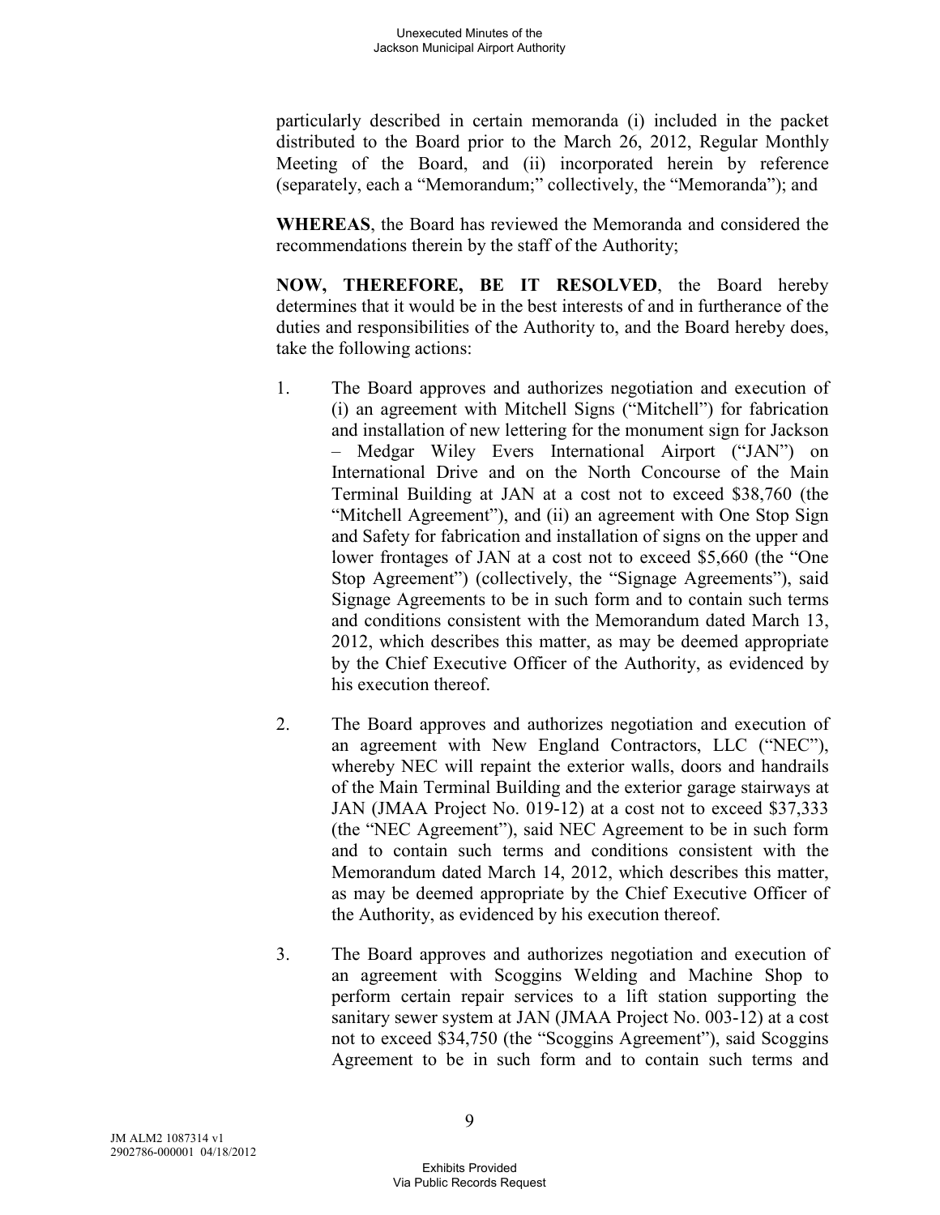particularly described in certain memoranda (i) included in the packet distributed to the Board prior to the March 26, 2012, Regular Monthly Meeting of the Board, and (ii) incorporated herein by reference (separately, each a "Memorandum;" collectively, the "Memoranda"); and

**WHEREAS**, the Board has reviewed the Memoranda and considered the recommendations therein by the staff of the Authority;

**NOW, THEREFORE, BE IT RESOLVED**, the Board hereby determines that it would be in the best interests of and in furtherance of the duties and responsibilities of the Authority to, and the Board hereby does, take the following actions:

1. The Board approves and authorizes negotiation and execution of (i) an agreement with Mitchell Signs ("Mitchell") for fabrication and installation of new lettering for the monument sign for Jackson – Medgar Wiley Evers International Airport ("JAN") on International Drive and on the North Concourse of the Main Terminal Building at JAN at a cost not to exceed $38,760 (the "Mitchell Agreement"), and (ii) an agreement with One Stop Sign and Safety for fabrication and installation of signs on the upper and lower frontages of JAN at a cost not to exceed $5,660 (the "One Stop Agreement") (collectively, the "Signage Agreements"), said Signage Agreements to be in such form and to contain such terms and conditions consistent with the Memorandum dated March 13, 2012, which describes this matter, as may be deemed appropriate by the Chief Executive Officer of the Authority, as evidenced by his execution thereof.

2. The Board approves and authorizes negotiation and execution of an agreement with New England Contractors, LLC ("NEC"), whereby NEC will repaint the exterior walls, doors and handrails of the Main Terminal Building and the exterior garage stairways at JAN (JMAA Project No. 019-12) at a cost not to exceed $37,333 (the "NEC Agreement"), said NEC Agreement to be in such form and to contain such terms and conditions consistent with the Memorandum dated March 14, 2012, which describes this matter, as may be deemed appropriate by the Chief Executive Officer of the Authority, as evidenced by his execution thereof.

3. The Board approves and authorizes negotiation and execution of an agreement with Scoggins Welding and Machine Shop to perform certain repair services to a lift station supporting the sanitary sewer system at JAN (JMAA Project No. 003-12) at a cost not to exceed $34,750 (the "Scoggins Agreement"), said Scoggins Agreement to be in such form and to contain such terms and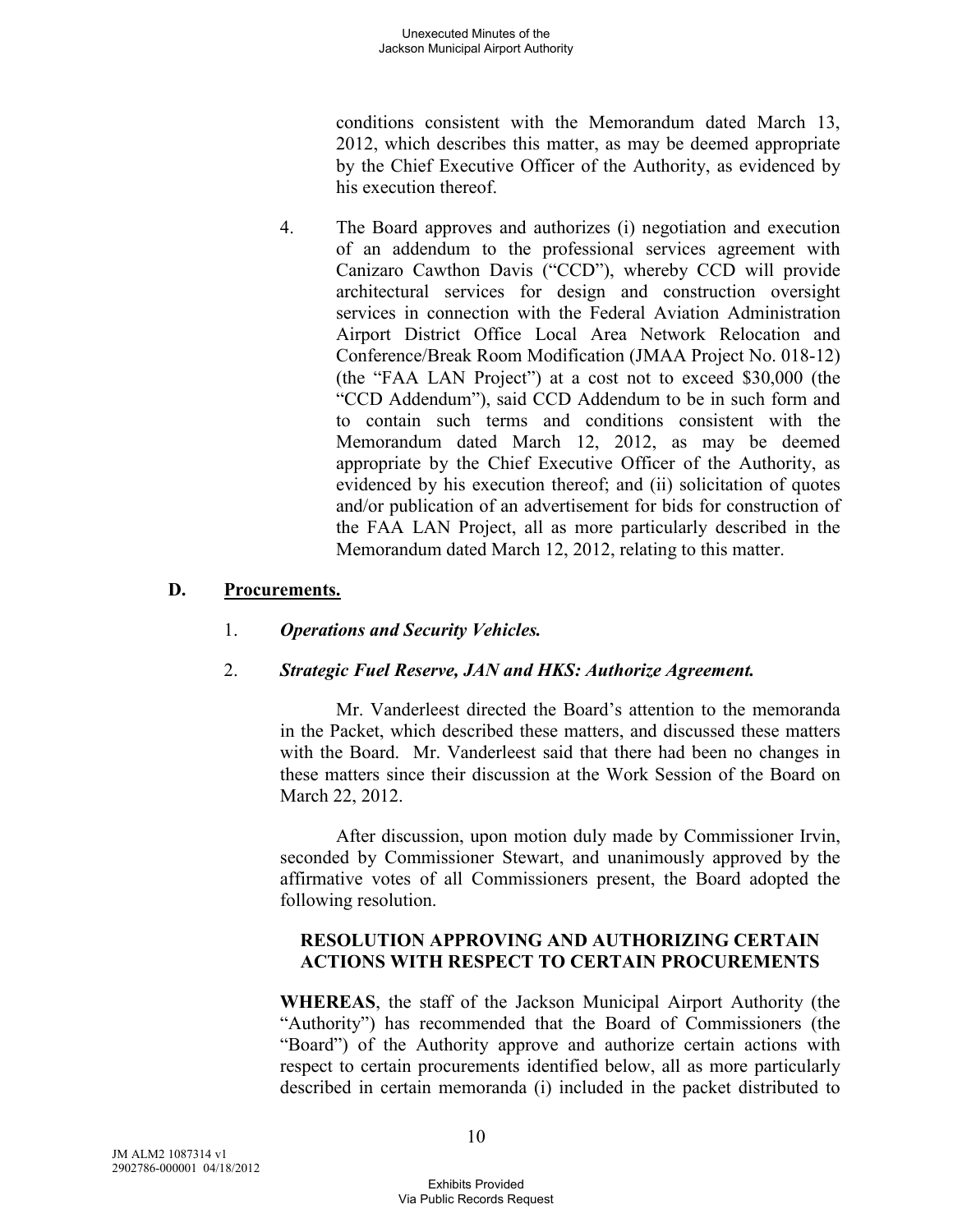conditions consistent with the Memorandum dated March 13, 2012, which describes this matter, as may be deemed appropriate by the Chief Executive Officer of the Authority, as evidenced by his execution thereof.

4. The Board approves and authorizes (i) negotiation and execution of an addendum to the professional services agreement with Canizaro Cawthon Davis ("CCD"), whereby CCD will provide architectural services for design and construction oversight services in connection with the Federal Aviation Administration Airport District Office Local Area Network Relocation and Conference/Break Room Modification (JMAA Project No. 018-12) (the "FAA LAN Project") at a cost not to exceed $30,000 (the "CCD Addendum"), said CCD Addendum to be in such form and to contain such terms and conditions consistent with the Memorandum dated March 12, 2012, as may be deemed appropriate by the Chief Executive Officer of the Authority, as evidenced by his execution thereof; and (ii) solicitation of quotes and/or publication of an advertisement for bids for construction of the FAA LAN Project, all as more particularly described in the Memorandum dated March 12, 2012, relating to this matter.

## D. Procurements.

1. ***Operations and Security Vehicles.***

2. ***Strategic Fuel Reserve, JAN and HKS: Authorize Agreement.***

Mr. Vanderleest directed the Board's attention to the memoranda in the Packet, which described these matters, and discussed these matters with the Board. Mr. Vanderleest said that there had been no changes in these matters since their discussion at the Work Session of the Board on March 22, 2012.

After discussion, upon motion duly made by Commissioner Irvin, seconded by Commissioner Stewart, and unanimously approved by the affirmative votes of all Commissioners present, the Board adopted the following resolution.

**RESOLUTION APPROVING AND AUTHORIZING CERTAIN ACTIONS WITH RESPECT TO CERTAIN PROCUREMENTS**

**WHEREAS**, the staff of the Jackson Municipal Airport Authority (the "Authority") has recommended that the Board of Commissioners (the "Board") of the Authority approve and authorize certain actions with respect to certain procurements identified below, all as more particularly described in certain memoranda (i) included in the packet distributed to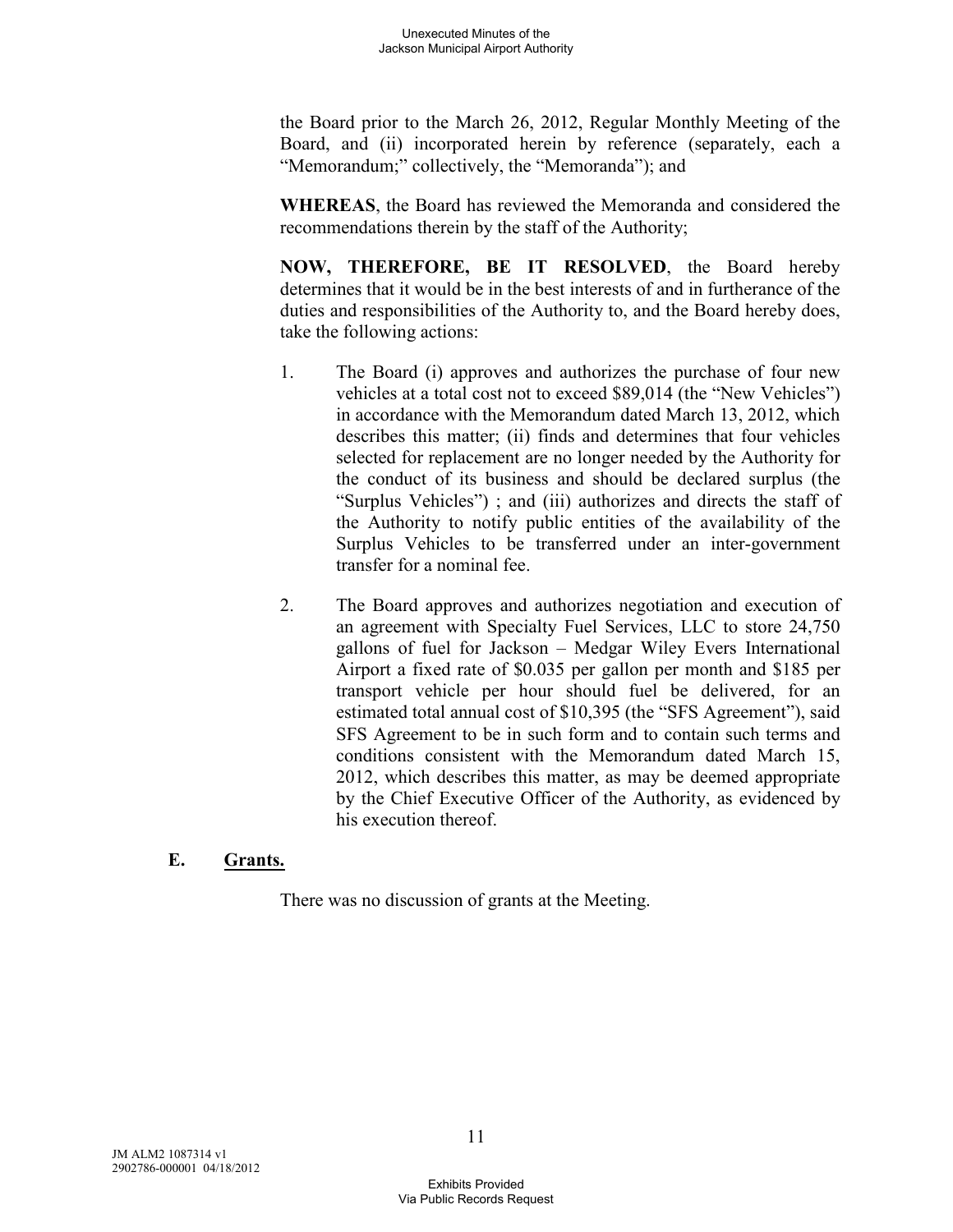the Board prior to the March 26, 2012, Regular Monthly Meeting of the Board, and (ii) incorporated herein by reference (separately, each a "Memorandum;" collectively, the "Memoranda"); and

**WHEREAS**, the Board has reviewed the Memoranda and considered the recommendations therein by the staff of the Authority;

**NOW, THEREFORE, BE IT RESOLVED**, the Board hereby determines that it would be in the best interests of and in furtherance of the duties and responsibilities of the Authority to, and the Board hereby does, take the following actions:

1. The Board (i) approves and authorizes the purchase of four new vehicles at a total cost not to exceed $89,014 (the "New Vehicles") in accordance with the Memorandum dated March 13, 2012, which describes this matter; (ii) finds and determines that four vehicles selected for replacement are no longer needed by the Authority for the conduct of its business and should be declared surplus (the "Surplus Vehicles") ; and (iii) authorizes and directs the staff of the Authority to notify public entities of the availability of the Surplus Vehicles to be transferred under an inter-government transfer for a nominal fee.

2. The Board approves and authorizes negotiation and execution of an agreement with Specialty Fuel Services, LLC to store 24,750 gallons of fuel for Jackson – Medgar Wiley Evers International Airport a fixed rate of $0.035 per gallon per month and $185 per transport vehicle per hour should fuel be delivered, for an estimated total annual cost of $10,395 (the "SFS Agreement"), said SFS Agreement to be in such form and to contain such terms and conditions consistent with the Memorandum dated March 15, 2012, which describes this matter, as may be deemed appropriate by the Chief Executive Officer of the Authority, as evidenced by his execution thereof.

**E. Grants.**

There was no discussion of grants at the Meeting.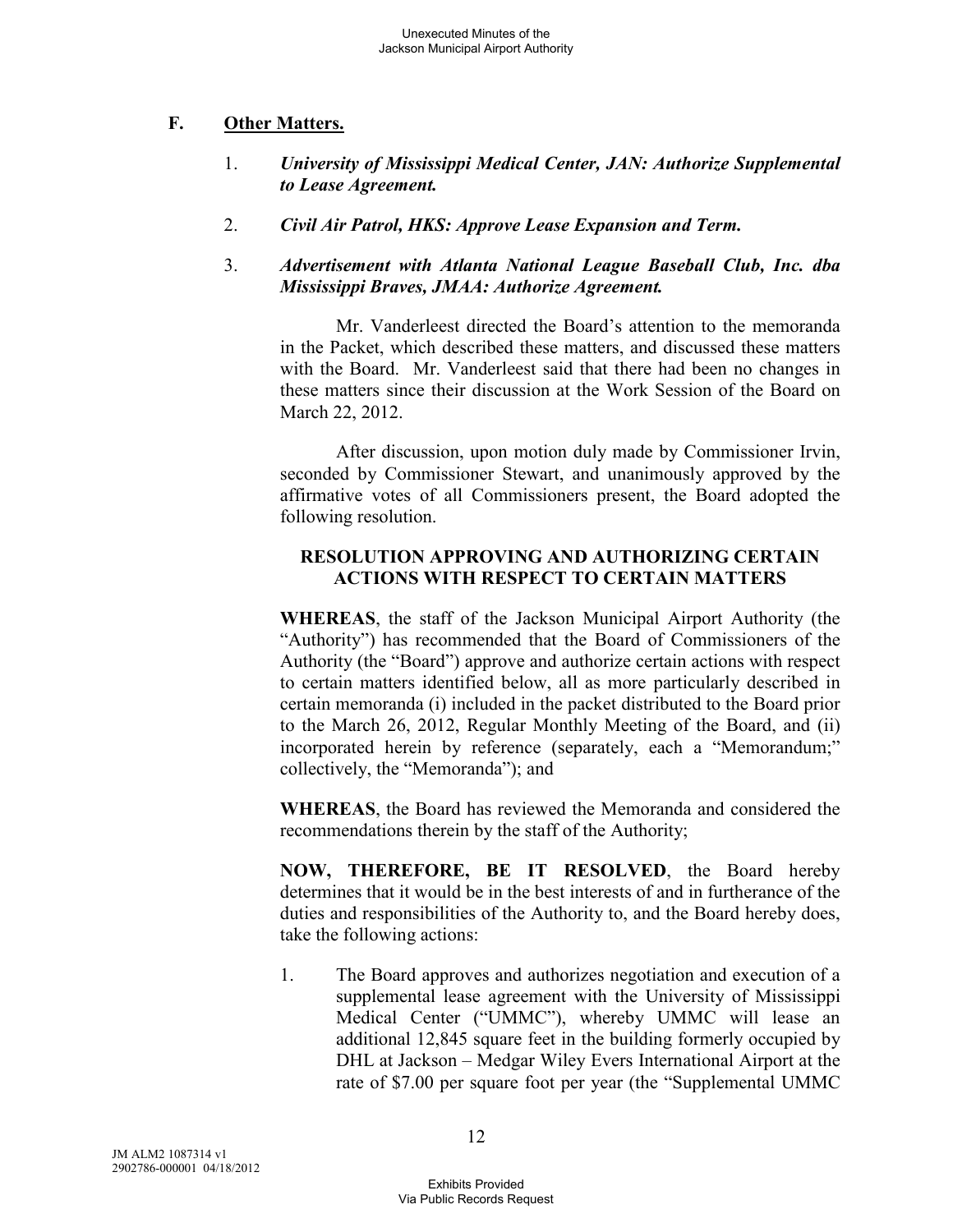## F. Other Matters.

1. ***University of Mississippi Medical Center, JAN: Authorize Supplemental to Lease Agreement.***

2. ***Civil Air Patrol, HKS: Approve Lease Expansion and Term.***

3. ***Advertisement with Atlanta National League Baseball Club, Inc. dba Mississippi Braves, JMAA: Authorize Agreement.***

Mr. Vanderleest directed the Board's attention to the memoranda in the Packet, which described these matters, and discussed these matters with the Board. Mr. Vanderleest said that there had been no changes in these matters since their discussion at the Work Session of the Board on March 22, 2012.

After discussion, upon motion duly made by Commissioner Irvin, seconded by Commissioner Stewart, and unanimously approved by the affirmative votes of all Commissioners present, the Board adopted the following resolution.

**RESOLUTION APPROVING AND AUTHORIZING CERTAIN ACTIONS WITH RESPECT TO CERTAIN MATTERS**

**WHEREAS**, the staff of the Jackson Municipal Airport Authority (the "Authority") has recommended that the Board of Commissioners of the Authority (the "Board") approve and authorize certain actions with respect to certain matters identified below, all as more particularly described in certain memoranda (i) included in the packet distributed to the Board prior to the March 26, 2012, Regular Monthly Meeting of the Board, and (ii) incorporated herein by reference (separately, each a "Memorandum;" collectively, the "Memoranda"); and

**WHEREAS**, the Board has reviewed the Memoranda and considered the recommendations therein by the staff of the Authority;

**NOW, THEREFORE, BE IT RESOLVED**, the Board hereby determines that it would be in the best interests of and in furtherance of the duties and responsibilities of the Authority to, and the Board hereby does, take the following actions:

1. The Board approves and authorizes negotiation and execution of a supplemental lease agreement with the University of Mississippi Medical Center ("UMMC"), whereby UMMC will lease an additional 12,845 square feet in the building formerly occupied by DHL at Jackson – Medgar Wiley Evers International Airport at the rate of $7.00 per square foot per year (the "Supplemental UMMC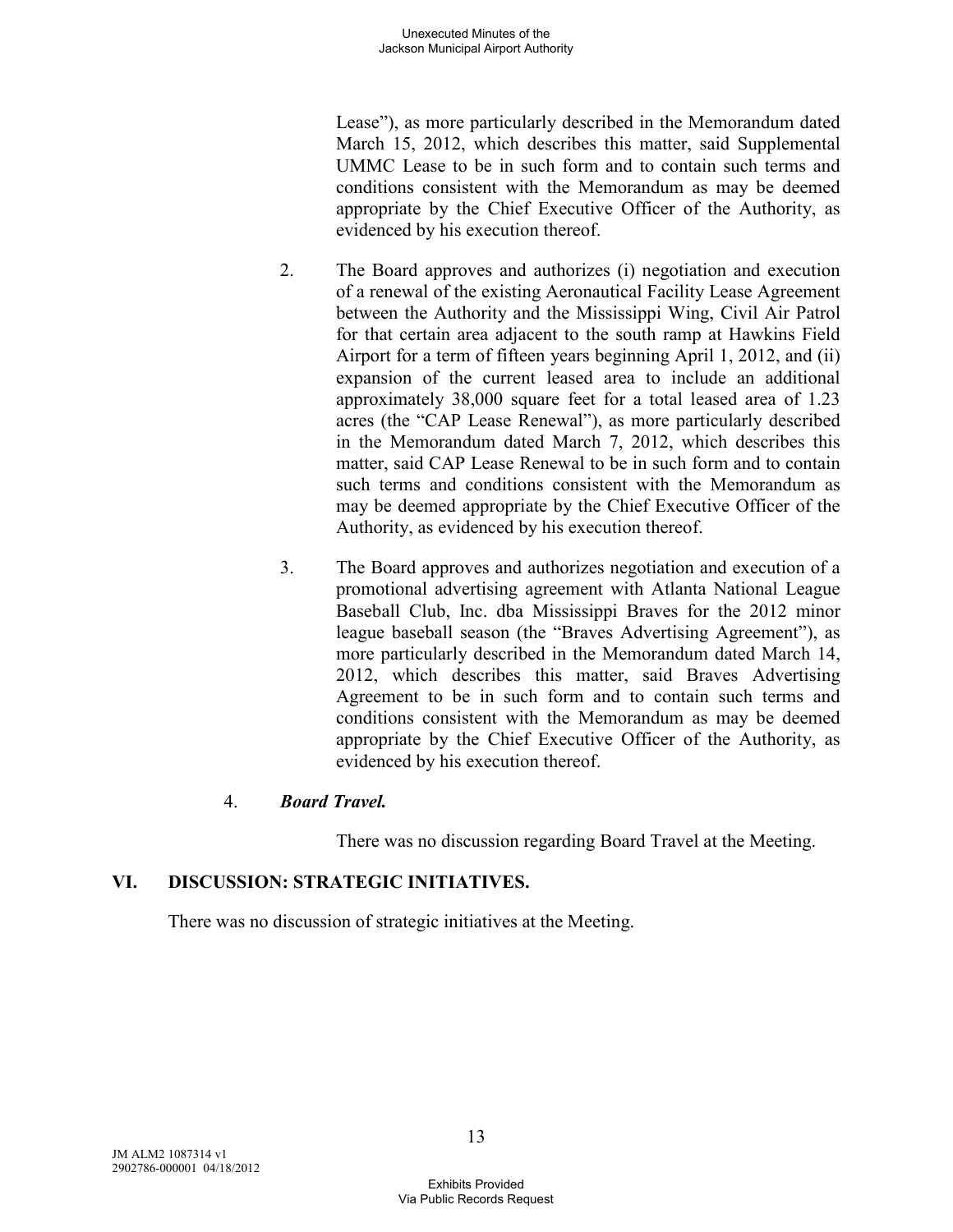Lease"), as more particularly described in the Memorandum dated March 15, 2012, which describes this matter, said Supplemental UMMC Lease to be in such form and to contain such terms and conditions consistent with the Memorandum as may be deemed appropriate by the Chief Executive Officer of the Authority, as evidenced by his execution thereof.

2. The Board approves and authorizes (i) negotiation and execution of a renewal of the existing Aeronautical Facility Lease Agreement between the Authority and the Mississippi Wing, Civil Air Patrol for that certain area adjacent to the south ramp at Hawkins Field Airport for a term of fifteen years beginning April 1, 2012, and (ii) expansion of the current leased area to include an additional approximately 38,000 square feet for a total leased area of 1.23 acres (the "CAP Lease Renewal"), as more particularly described in the Memorandum dated March 7, 2012, which describes this matter, said CAP Lease Renewal to be in such form and to contain such terms and conditions consistent with the Memorandum as may be deemed appropriate by the Chief Executive Officer of the Authority, as evidenced by his execution thereof.

3. The Board approves and authorizes negotiation and execution of a promotional advertising agreement with Atlanta National League Baseball Club, Inc. dba Mississippi Braves for the 2012 minor league baseball season (the "Braves Advertising Agreement"), as more particularly described in the Memorandum dated March 14, 2012, which describes this matter, said Braves Advertising Agreement to be in such form and to contain such terms and conditions consistent with the Memorandum as may be deemed appropriate by the Chief Executive Officer of the Authority, as evidenced by his execution thereof.

4. ***Board Travel.***

There was no discussion regarding Board Travel at the Meeting.

## VI. DISCUSSION: STRATEGIC INITIATIVES.

There was no discussion of strategic initiatives at the Meeting.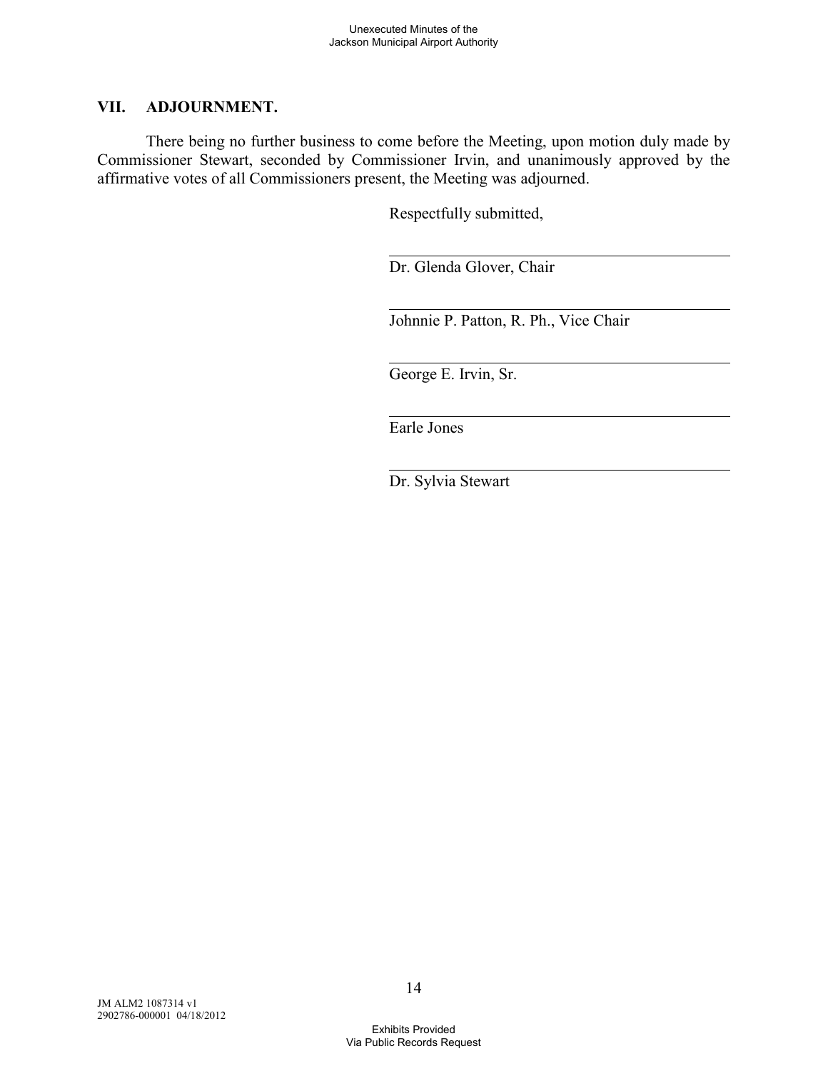## VII. ADJOURNMENT.

There being no further business to come before the Meeting, upon motion duly made by Commissioner Stewart, seconded by Commissioner Irvin, and unanimously approved by the affirmative votes of all Commissioners present, the Meeting was adjourned.

Respectfully submitted,

\_\_\_\_\_\_\_\_\_\_\_\_\_\_\_\_\_\_\_\_\_\_\_\_\_\_\_\_\_\_\_\_\_\_\_\_

Dr. Glenda Glover, Chair

\_\_\_\_\_\_\_\_\_\_\_\_\_\_\_\_\_\_\_\_\_\_\_\_\_\_\_\_\_\_\_\_\_\_\_\_

Johnnie P. Patton, R. Ph., Vice Chair

\_\_\_\_\_\_\_\_\_\_\_\_\_\_\_\_\_\_\_\_\_\_\_\_\_\_\_\_\_\_\_\_\_\_\_\_

George E. Irvin, Sr.

\_\_\_\_\_\_\_\_\_\_\_\_\_\_\_\_\_\_\_\_\_\_\_\_\_\_\_\_\_\_\_\_\_\_\_\_

Earle Jones

\_\_\_\_\_\_\_\_\_\_\_\_\_\_\_\_\_\_\_\_\_\_\_\_\_\_\_\_\_\_\_\_\_\_\_\_

Dr. Sylvia Stewart

JM ALM2 1087314 v1
2902786-000001 04/18/2012